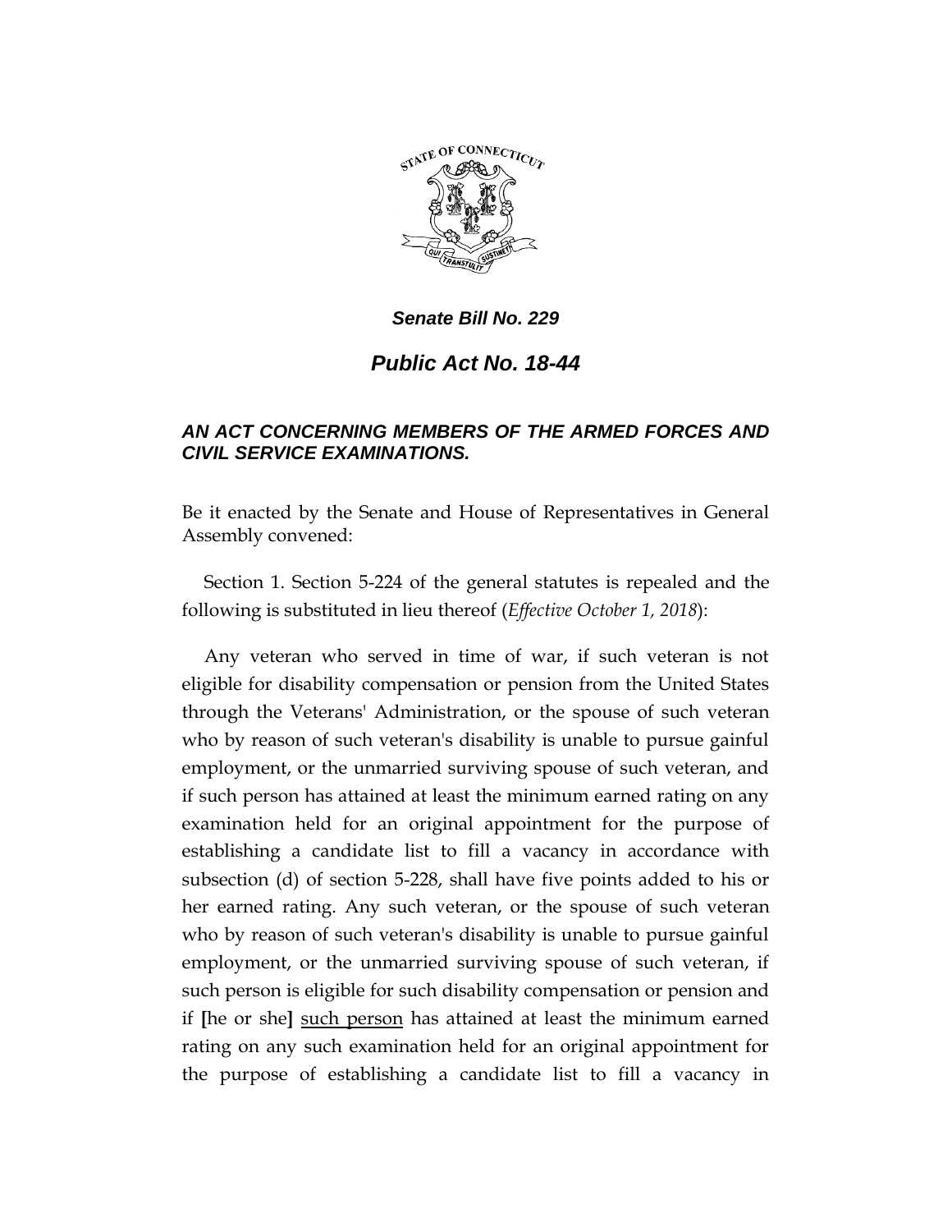***Senate Bill No. 229***

# *Public Act No. 18-44*

## *AN ACT CONCERNING MEMBERS OF THE ARMED FORCES AND CIVIL SERVICE EXAMINATIONS.*

Be it enacted by the Senate and House of Representatives in General Assembly convened:

Section 1. Section 5-224 of the general statutes is repealed and the following is substituted in lieu thereof (*Effective October 1, 2018*):

Any veteran who served in time of war, if such veteran is not eligible for disability compensation or pension from the United States through the Veterans' Administration, or the spouse of such veteran who by reason of such veteran's disability is unable to pursue gainful employment, or the unmarried surviving spouse of such veteran, and if such person has attained at least the minimum earned rating on any examination held for an original appointment for the purpose of establishing a candidate list to fill a vacancy in accordance with subsection (d) of section 5-228, shall have five points added to his or her earned rating. Any such veteran, or the spouse of such veteran who by reason of such veteran's disability is unable to pursue gainful employment, or the unmarried surviving spouse of such veteran, if such person is eligible for such disability compensation or pension and if **[**he or she**]** <u>such person</u> has attained at least the minimum earned rating on any such examination held for an original appointment for the purpose of establishing a candidate list to fill a vacancy in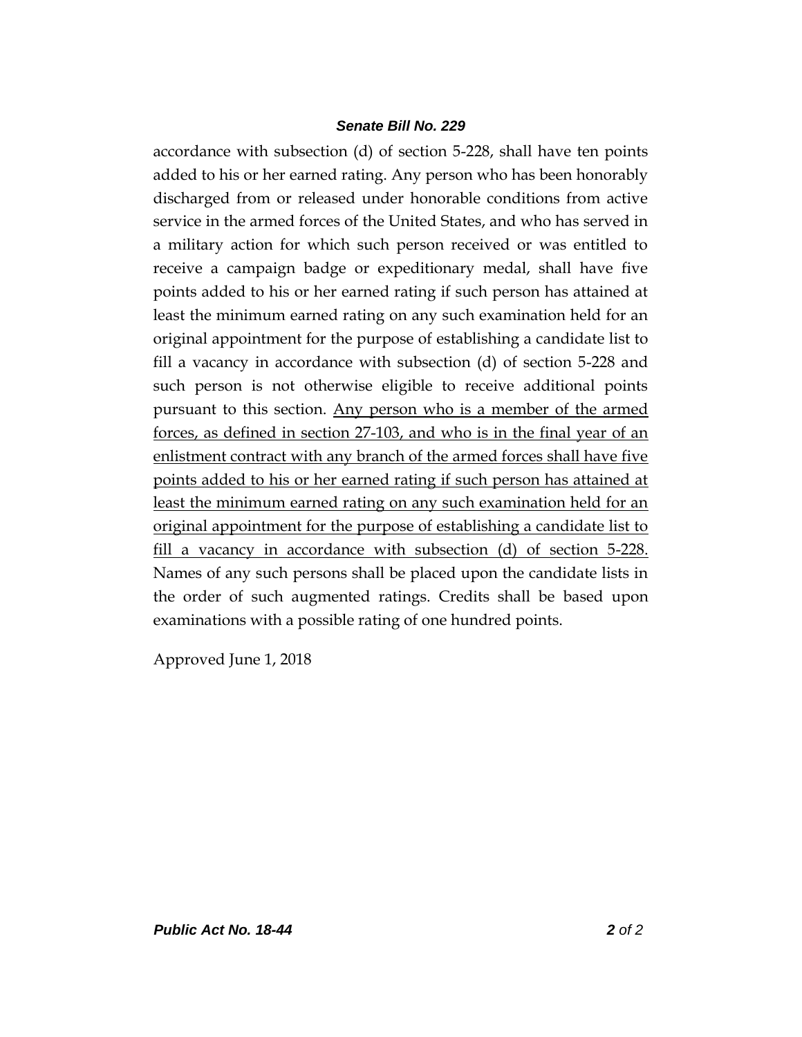accordance with subsection (d) of section 5-228, shall have ten points added to his or her earned rating. Any person who has been honorably discharged from or released under honorable conditions from active service in the armed forces of the United States, and who has served in a military action for which such person received or was entitled to receive a campaign badge or expeditionary medal, shall have five points added to his or her earned rating if such person has attained at least the minimum earned rating on any such examination held for an original appointment for the purpose of establishing a candidate list to fill a vacancy in accordance with subsection (d) of section 5-228 and such person is not otherwise eligible to receive additional points pursuant to this section. <u>Any person who is a member of the armed forces, as defined in section 27-103, and who is in the final year of an enlistment contract with any branch of the armed forces shall have five points added to his or her earned rating if such person has attained at least the minimum earned rating on any such examination held for an original appointment for the purpose of establishing a candidate list to fill a vacancy in accordance with subsection (d) of section 5-228.</u> Names of any such persons shall be placed upon the candidate lists in the order of such augmented ratings. Credits shall be based upon examinations with a possible rating of one hundred points.

Approved June 1, 2018